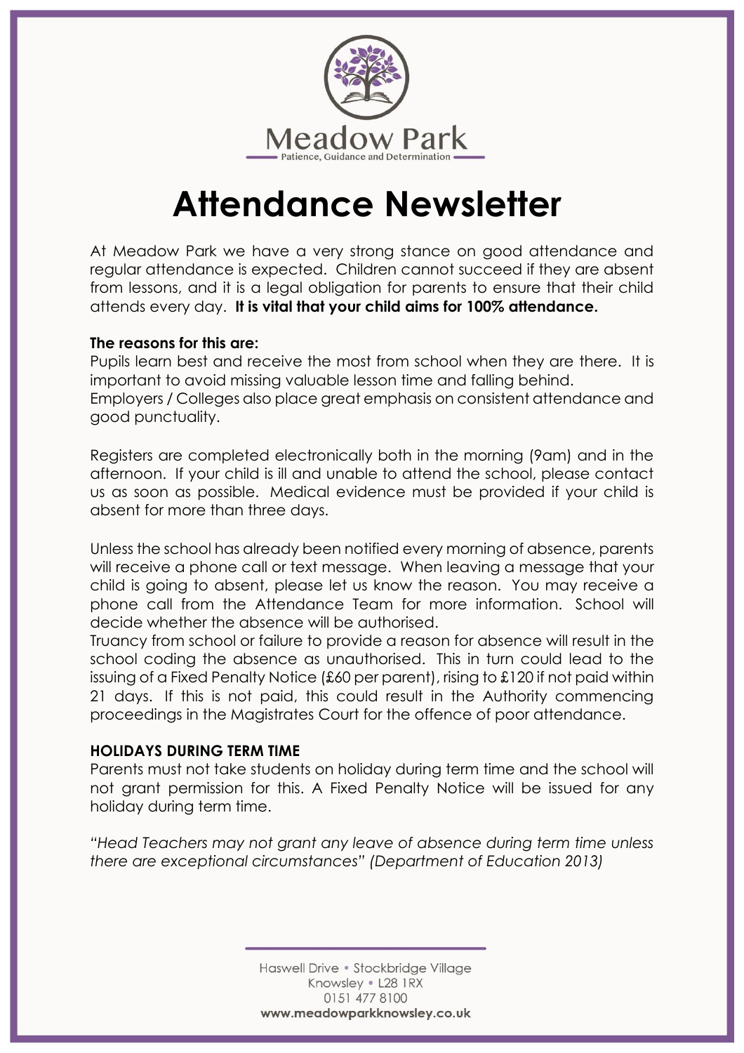Meadow Park

Patience, Guidance and Determination

# Attendance Newsletter

At Meadow Park we have a very strong stance on good attendance and regular attendance is expected. Children cannot succeed if they are absent from lessons, and it is a legal obligation for parents to ensure that their child attends every day. **It is vital that your child aims for 100% attendance.**

**The reasons for this are:**
Pupils learn best and receive the most from school when they are there. It is important to avoid missing valuable lesson time and falling behind.
Employers / Colleges also place great emphasis on consistent attendance and good punctuality.

Registers are completed electronically both in the morning (9am) and in the afternoon. If your child is ill and unable to attend the school, please contact us as soon as possible. Medical evidence must be provided if your child is absent for more than three days.

Unless the school has already been notified every morning of absence, parents will receive a phone call or text message. When leaving a message that your child is going to absent, please let us know the reason. You may receive a phone call from the Attendance Team for more information. School will decide whether the absence will be authorised.
Truancy from school or failure to provide a reason for absence will result in the school coding the absence as unauthorised. This in turn could lead to the issuing of a Fixed Penalty Notice (£60 per parent), rising to £120 if not paid within 21 days. If this is not paid, this could result in the Authority commencing proceedings in the Magistrates Court for the offence of poor attendance.

**HOLIDAYS DURING TERM TIME**
Parents must not take students on holiday during term time and the school will not grant permission for this. A Fixed Penalty Notice will be issued for any holiday during term time.

*"Head Teachers may not grant any leave of absence during term time unless there are exceptional circumstances" (Department of Education 2013)*

Haswell Drive • Stockbridge Village
Knowsley • L28 1RX
0151 477 8100
**www.meadowparkknowsley.co.uk**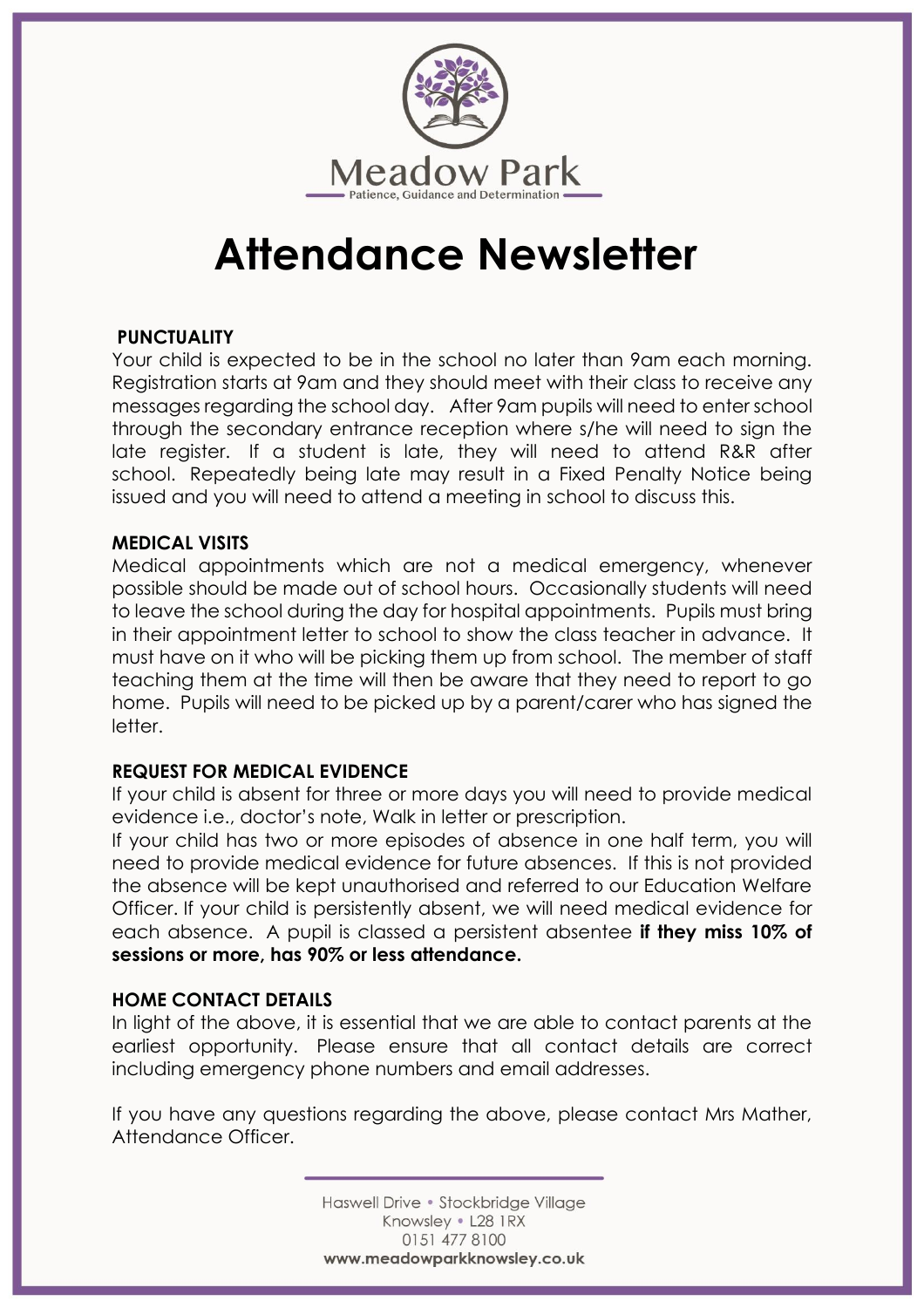Meadow Park

Patience, Guidance and Determination

# Attendance Newsletter

**PUNCTUALITY**

Your child is expected to be in the school no later than 9am each morning. Registration starts at 9am and they should meet with their class to receive any messages regarding the school day. After 9am pupils will need to enter school through the secondary entrance reception where s/he will need to sign the late register. If a student is late, they will need to attend R&R after school. Repeatedly being late may result in a Fixed Penalty Notice being issued and you will need to attend a meeting in school to discuss this.

**MEDICAL VISITS**

Medical appointments which are not a medical emergency, whenever possible should be made out of school hours. Occasionally students will need to leave the school during the day for hospital appointments. Pupils must bring in their appointment letter to school to show the class teacher in advance. It must have on it who will be picking them up from school. The member of staff teaching them at the time will then be aware that they need to report to go home. Pupils will need to be picked up by a parent/carer who has signed the letter.

**REQUEST FOR MEDICAL EVIDENCE**

If your child is absent for three or more days you will need to provide medical evidence i.e., doctor's note, Walk in letter or prescription.

If your child has two or more episodes of absence in one half term, you will need to provide medical evidence for future absences. If this is not provided the absence will be kept unauthorised and referred to our Education Welfare Officer. If your child is persistently absent, we will need medical evidence for each absence. A pupil is classed a persistent absentee **if they miss 10% of sessions or more, has 90% or less attendance.**

**HOME CONTACT DETAILS**

In light of the above, it is essential that we are able to contact parents at the earliest opportunity. Please ensure that all contact details are correct including emergency phone numbers and email addresses.

If you have any questions regarding the above, please contact Mrs Mather, Attendance Officer.

Haswell Drive • Stockbridge Village
Knowsley • L28 1RX
0151 477 8100
**www.meadowparkknowsley.co.uk**